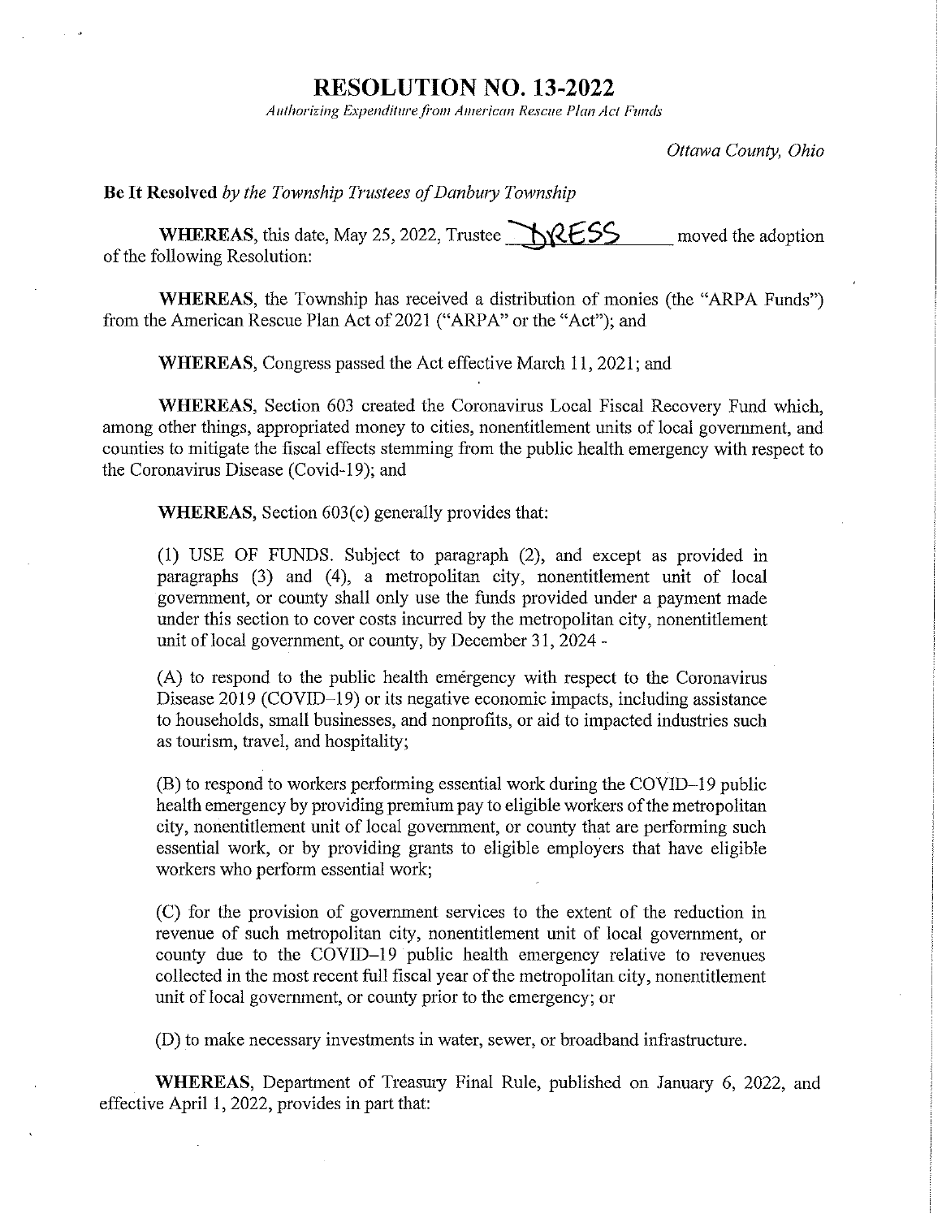# RESOLUTION NO. 13-2022

*Authorizing Expenditure from American Rescue Plan Act Funds*

*Ottawa County, Ohio*

**Be It Resolved** *by the Township Trustees of Danbury Township*

**WHEREAS**, this date, May 25, 2022, Trustee DRESS moved the adoption of the following Resolution:

**WHEREAS**, the Township has received a distribution of monies (the "ARPA Funds") from the American Rescue Plan Act of 2021 ("ARPA" or the "Act"); and

**WHEREAS**, Congress passed the Act effective March 11, 2021; and

**WHEREAS**, Section 603 created the Coronavirus Local Fiscal Recovery Fund which, among other things, appropriated money to cities, nonentitlement units of local government, and counties to mitigate the fiscal effects stemming from the public health emergency with respect to the Coronavirus Disease (Covid-19); and

**WHEREAS**, Section 603(c) generally provides that:

(1) USE OF FUNDS. Subject to paragraph (2), and except as provided in paragraphs (3) and (4), a metropolitan city, nonentitlement unit of local government, or county shall only use the funds provided under a payment made under this section to cover costs incurred by the metropolitan city, nonentitlement unit of local government, or county, by December 31, 2024 -

(A) to respond to the public health emergency with respect to the Coronavirus Disease 2019 (COVID–19) or its negative economic impacts, including assistance to households, small businesses, and nonprofits, or aid to impacted industries such as tourism, travel, and hospitality;

(B) to respond to workers performing essential work during the COVID–19 public health emergency by providing premium pay to eligible workers of the metropolitan city, nonentitlement unit of local government, or county that are performing such essential work, or by providing grants to eligible employers that have eligible workers who perform essential work;

(C) for the provision of government services to the extent of the reduction in revenue of such metropolitan city, nonentitlement unit of local government, or county due to the COVID–19 public health emergency relative to revenues collected in the most recent full fiscal year of the metropolitan city, nonentitlement unit of local government, or county prior to the emergency; or

(D) to make necessary investments in water, sewer, or broadband infrastructure.

**WHEREAS**, Department of Treasury Final Rule, published on January 6, 2022, and effective April 1, 2022, provides in part that: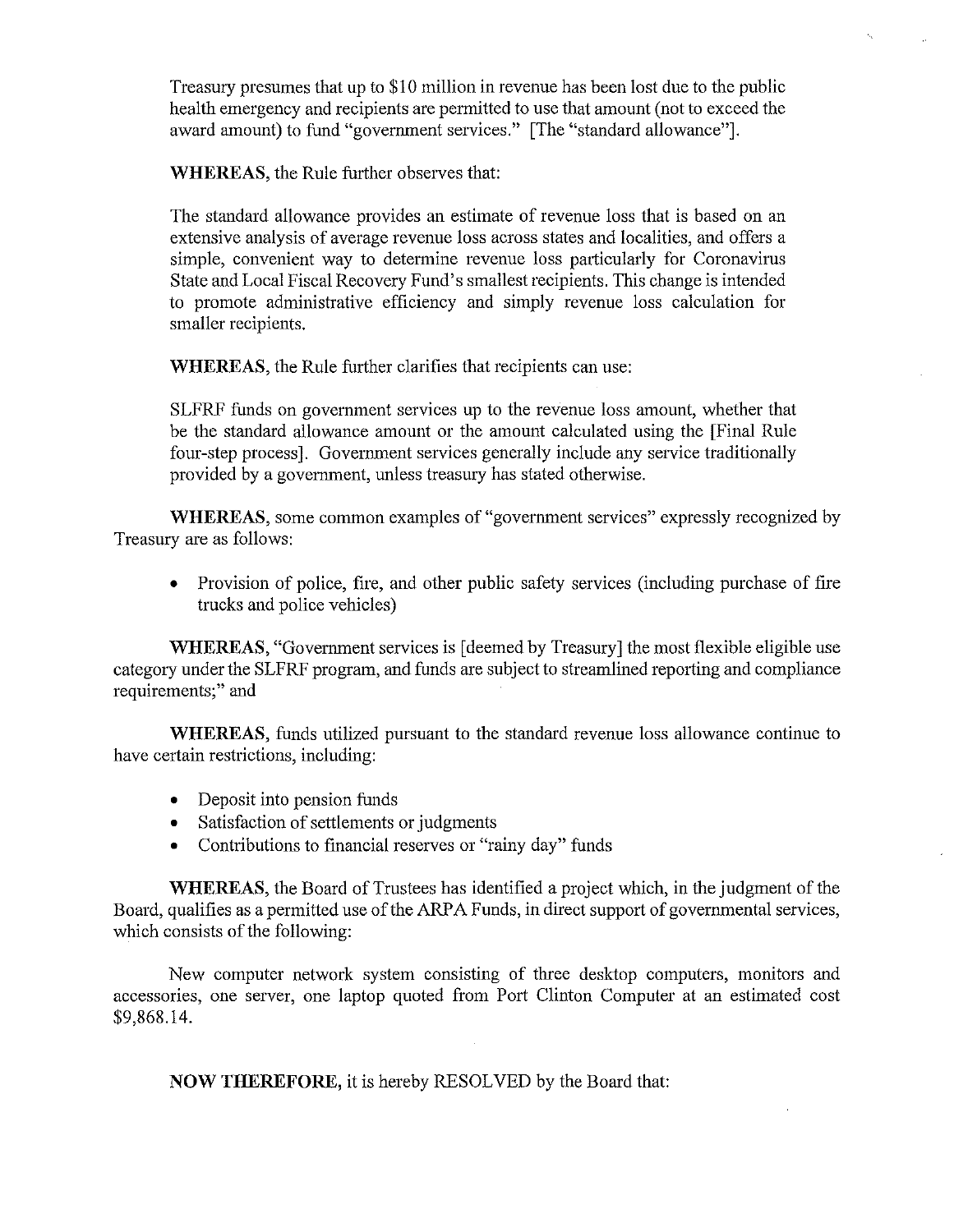Treasury presumes that up to $10 million in revenue has been lost due to the public health emergency and recipients are permitted to use that amount (not to exceed the award amount) to fund "government services." [The "standard allowance"].

**WHEREAS**, the Rule further observes that:

The standard allowance provides an estimate of revenue loss that is based on an extensive analysis of average revenue loss across states and localities, and offers a simple, convenient way to determine revenue loss particularly for Coronavirus State and Local Fiscal Recovery Fund's smallest recipients. This change is intended to promote administrative efficiency and simply revenue loss calculation for smaller recipients.

**WHEREAS**, the Rule further clarifies that recipients can use:

SLFRF funds on government services up to the revenue loss amount, whether that be the standard allowance amount or the amount calculated using the [Final Rule four-step process]. Government services generally include any service traditionally provided by a government, unless treasury has stated otherwise.

**WHEREAS**, some common examples of "government services" expressly recognized by Treasury are as follows:

- Provision of police, fire, and other public safety services (including purchase of fire trucks and police vehicles)

**WHEREAS**, "Government services is [deemed by Treasury] the most flexible eligible use category under the SLFRF program, and funds are subject to streamlined reporting and compliance requirements;" and

**WHEREAS**, funds utilized pursuant to the standard revenue loss allowance continue to have certain restrictions, including:

- Deposit into pension funds
- Satisfaction of settlements or judgments
- Contributions to financial reserves or "rainy day" funds

**WHEREAS**, the Board of Trustees has identified a project which, in the judgment of the Board, qualifies as a permitted use of the ARPA Funds, in direct support of governmental services, which consists of the following:

New computer network system consisting of three desktop computers, monitors and accessories, one server, one laptop quoted from Port Clinton Computer at an estimated cost $9,868.14.

**NOW THEREFORE**, it is hereby RESOLVED by the Board that: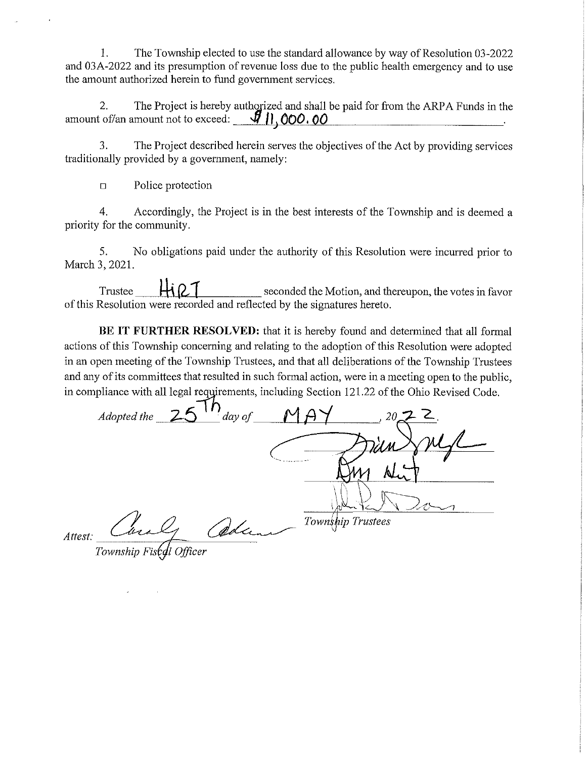1. The Township elected to use the standard allowance by way of Resolution 03-2022 and 03A-2022 and its presumption of revenue loss due to the public health emergency and to use the amount authorized herein to fund government services.

2. The Project is hereby authorized and shall be paid for from the ARPA Funds in the amount of/an amount not to exceed: $11,000.00.

3. The Project described herein serves the objectives of the Act by providing services traditionally provided by a government, namely:

☐ Police protection

4. Accordingly, the Project is in the best interests of the Township and is deemed a priority for the community.

5. No obligations paid under the authority of this Resolution were incurred prior to March 3, 2021.

Trustee HiRT seconded the Motion, and thereupon, the votes in favor of this Resolution were recorded and reflected by the signatures hereto.

**BE IT FURTHER RESOLVED:** that it is hereby found and determined that all formal actions of this Township concerning and relating to the adoption of this Resolution were adopted in an open meeting of the Township Trustees, and that all deliberations of the Township Trustees and any of its committees that resulted in such formal action, were in a meeting open to the public, in compliance with all legal requirements, including Section 121.22 of the Ohio Revised Code.

*Adopted the* 25Th *day of* MAY, *20*22.

*Township Trustees*

*Attest:*

*Township Fiscal Officer*